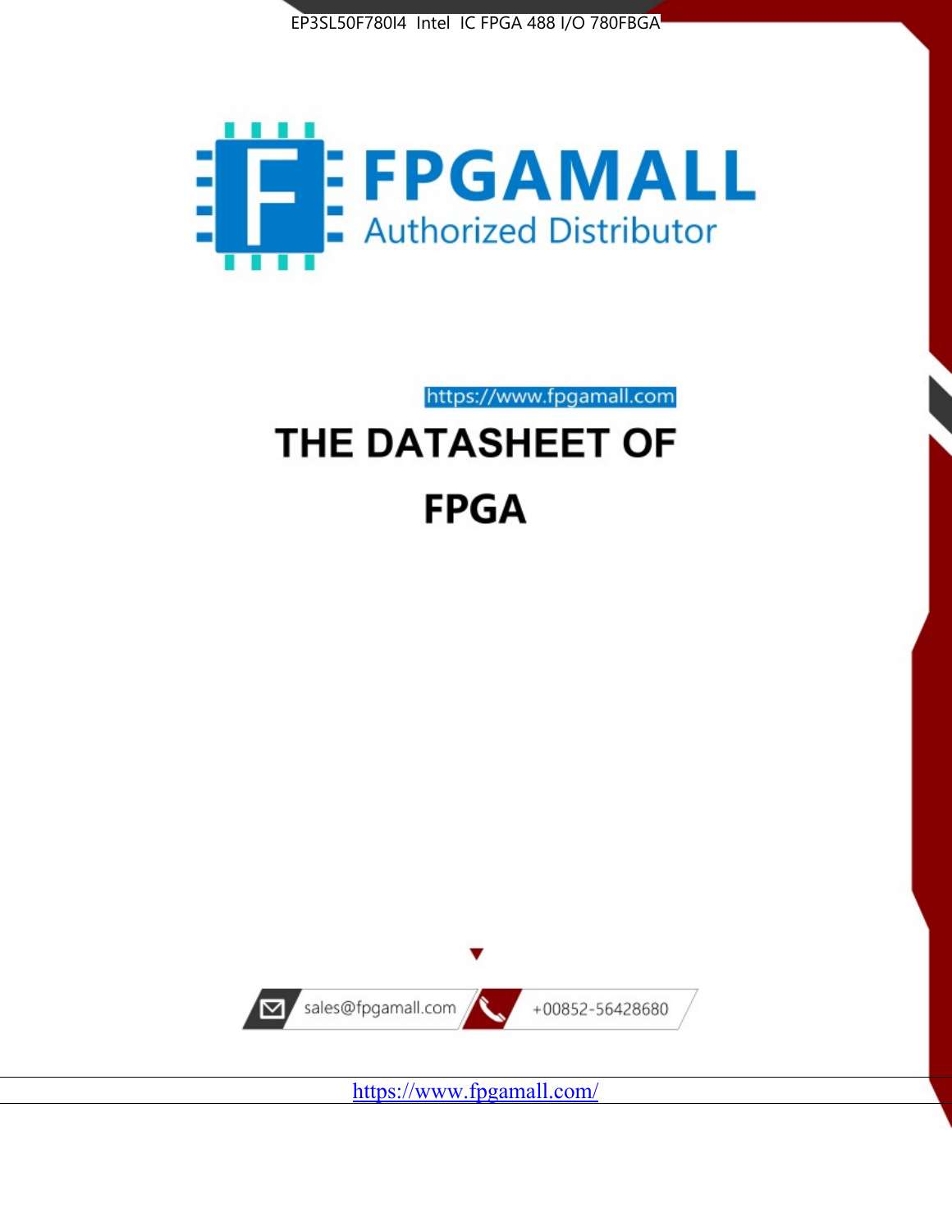EP3SL50F780I4 Intel IC FPGA 488 I/O 780FBGA

FPGAMALL

Authorized Distributor

https://www.fpgamall.com

# THE DATASHEET OF

# FPGA

sales@fpgamall.com

+00852-56428680

https://www.fpgamall.com/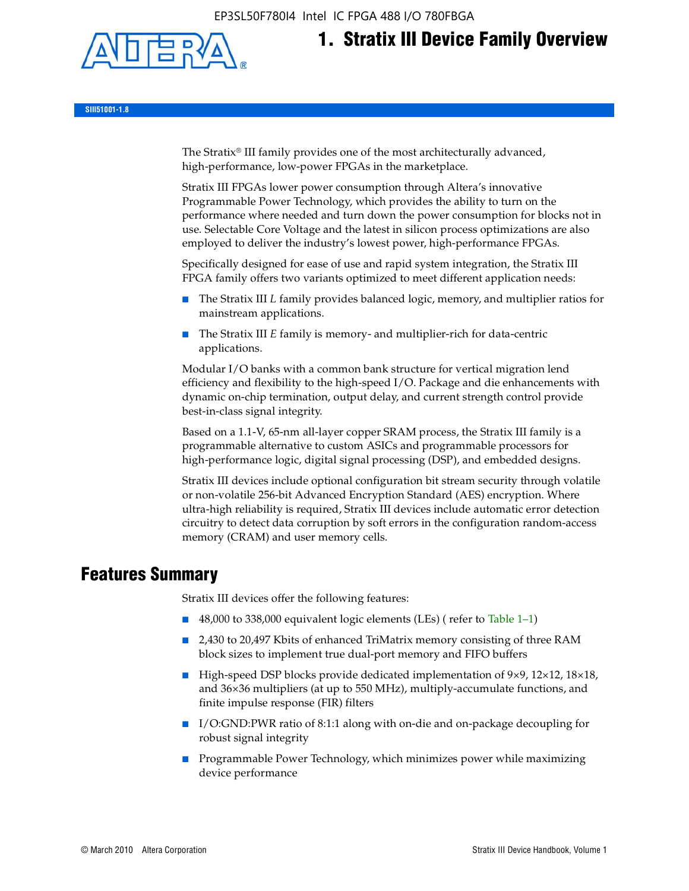# 1. Stratix III Device Family Overview

SIII51001-1.8

The Stratix® III family provides one of the most architecturally advanced, high-performance, low-power FPGAs in the marketplace.

Stratix III FPGAs lower power consumption through Altera's innovative Programmable Power Technology, which provides the ability to turn on the performance where needed and turn down the power consumption for blocks not in use. Selectable Core Voltage and the latest in silicon process optimizations are also employed to deliver the industry's lowest power, high-performance FPGAs.

Specifically designed for ease of use and rapid system integration, the Stratix III FPGA family offers two variants optimized to meet different application needs:

- The Stratix III *L* family provides balanced logic, memory, and multiplier ratios for mainstream applications.
- The Stratix III *E* family is memory- and multiplier-rich for data-centric applications.

Modular I/O banks with a common bank structure for vertical migration lend efficiency and flexibility to the high-speed I/O. Package and die enhancements with dynamic on-chip termination, output delay, and current strength control provide best-in-class signal integrity.

Based on a 1.1-V, 65-nm all-layer copper SRAM process, the Stratix III family is a programmable alternative to custom ASICs and programmable processors for high-performance logic, digital signal processing (DSP), and embedded designs.

Stratix III devices include optional configuration bit stream security through volatile or non-volatile 256-bit Advanced Encryption Standard (AES) encryption. Where ultra-high reliability is required, Stratix III devices include automatic error detection circuitry to detect data corruption by soft errors in the configuration random-access memory (CRAM) and user memory cells.

## Features Summary

Stratix III devices offer the following features:

- 48,000 to 338,000 equivalent logic elements (LEs) ( refer to Table 1–1)
- 2,430 to 20,497 Kbits of enhanced TriMatrix memory consisting of three RAM block sizes to implement true dual-port memory and FIFO buffers
- High-speed DSP blocks provide dedicated implementation of 9×9, 12×12, 18×18, and 36×36 multipliers (at up to 550 MHz), multiply-accumulate functions, and finite impulse response (FIR) filters
- I/O:GND:PWR ratio of 8:1:1 along with on-die and on-package decoupling for robust signal integrity
- Programmable Power Technology, which minimizes power while maximizing device performance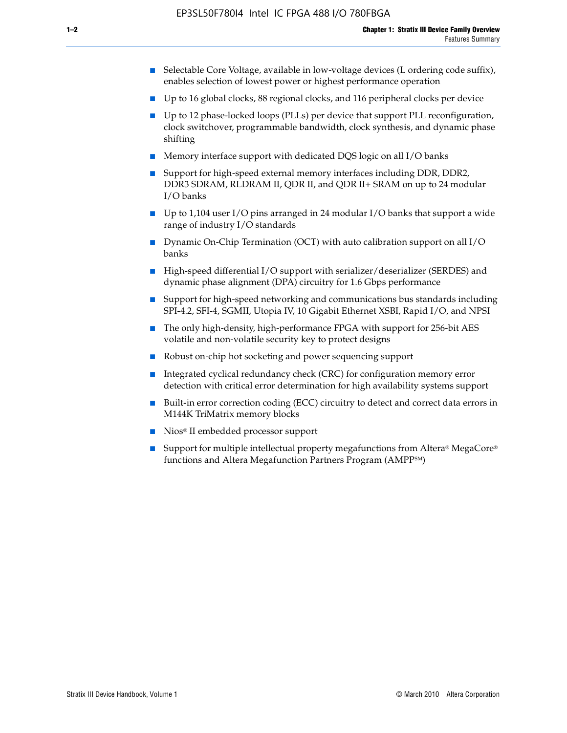- Selectable Core Voltage, available in low-voltage devices (L ordering code suffix), enables selection of lowest power or highest performance operation
- Up to 16 global clocks, 88 regional clocks, and 116 peripheral clocks per device
- Up to 12 phase-locked loops (PLLs) per device that support PLL reconfiguration, clock switchover, programmable bandwidth, clock synthesis, and dynamic phase shifting
- Memory interface support with dedicated DQS logic on all I/O banks
- Support for high-speed external memory interfaces including DDR, DDR2, DDR3 SDRAM, RLDRAM II, QDR II, and QDR II+ SRAM on up to 24 modular I/O banks
- Up to 1,104 user I/O pins arranged in 24 modular I/O banks that support a wide range of industry I/O standards
- Dynamic On-Chip Termination (OCT) with auto calibration support on all I/O banks
- High-speed differential I/O support with serializer/deserializer (SERDES) and dynamic phase alignment (DPA) circuitry for 1.6 Gbps performance
- Support for high-speed networking and communications bus standards including SPI-4.2, SFI-4, SGMII, Utopia IV, 10 Gigabit Ethernet XSBI, Rapid I/O, and NPSI
- The only high-density, high-performance FPGA with support for 256-bit AES volatile and non-volatile security key to protect designs
- Robust on-chip hot socketing and power sequencing support
- Integrated cyclical redundancy check (CRC) for configuration memory error detection with critical error determination for high availability systems support
- Built-in error correction coding (ECC) circuitry to detect and correct data errors in M144K TriMatrix memory blocks
- Nios® II embedded processor support
- Support for multiple intellectual property megafunctions from Altera® MegaCore® functions and Altera Megafunction Partners Program (AMPP℠)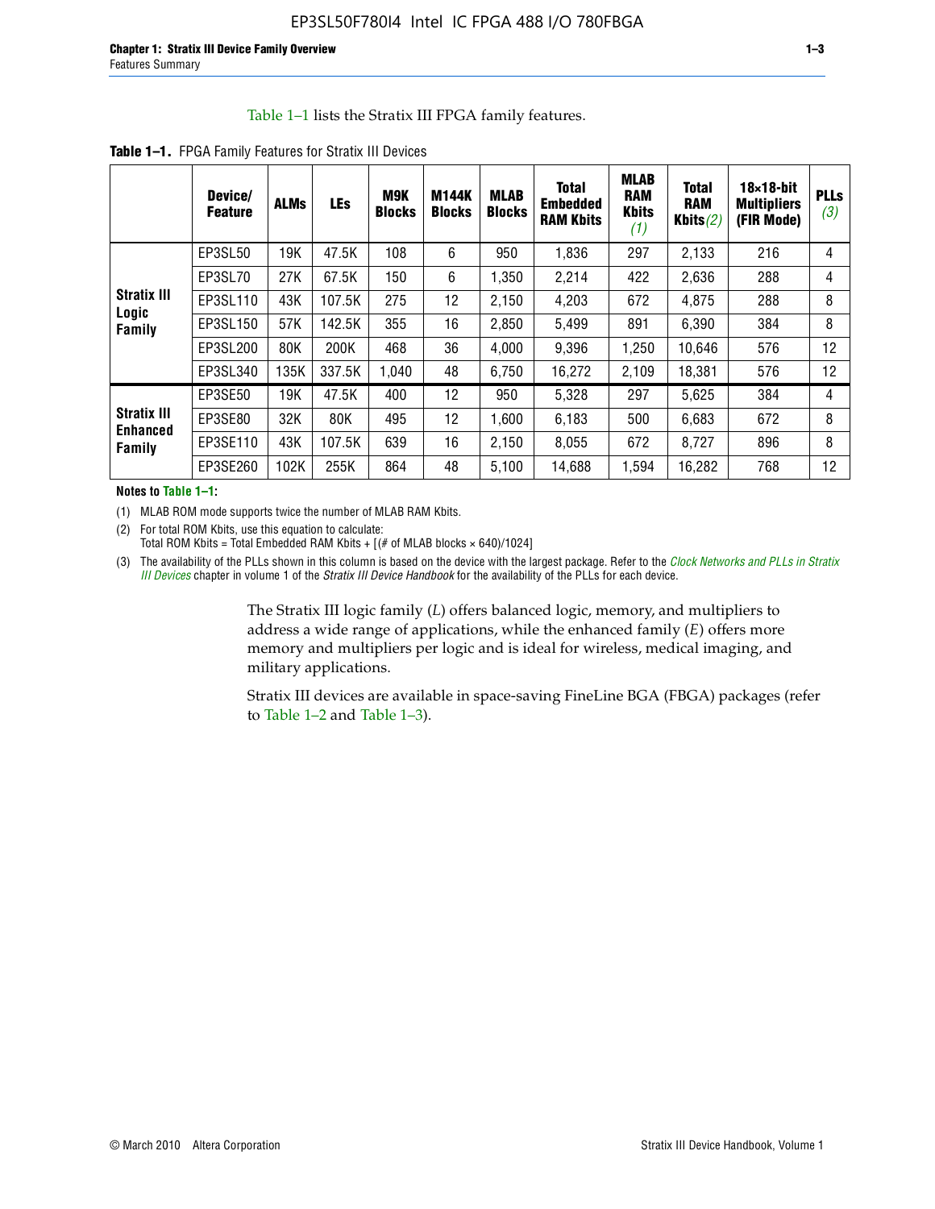Table 1–1 lists the Stratix III FPGA family features.

**Table 1–1.** FPGA Family Features for Stratix III Devices

| | Device/ Feature | ALMs | LEs | M9K Blocks | M144K Blocks | MLAB Blocks | Total Embedded RAM Kbits | MLAB RAM Kbits *(1)* | Total RAM Kbits *(2)* | 18×18-bit Multipliers (FIR Mode) | PLLs *(3)* |
|---|---|---|---|---|---|---|---|---|---|---|---|
| **Stratix III Logic Family** | EP3SL50 | 19K | 47.5K | 108 | 6 | 950 | 1,836 | 297 | 2,133 | 216 | 4 |
| | EP3SL70 | 27K | 67.5K | 150 | 6 | 1,350 | 2,214 | 422 | 2,636 | 288 | 4 |
| | EP3SL110 | 43K | 107.5K | 275 | 12 | 2,150 | 4,203 | 672 | 4,875 | 288 | 8 |
| | EP3SL150 | 57K | 142.5K | 355 | 16 | 2,850 | 5,499 | 891 | 6,390 | 384 | 8 |
| | EP3SL200 | 80K | 200K | 468 | 36 | 4,000 | 9,396 | 1,250 | 10,646 | 576 | 12 |
| | EP3SL340 | 135K | 337.5K | 1,040 | 48 | 6,750 | 16,272 | 2,109 | 18,381 | 576 | 12 |
| **Stratix III Enhanced Family** | EP3SE50 | 19K | 47.5K | 400 | 12 | 950 | 5,328 | 297 | 5,625 | 384 | 4 |
| | EP3SE80 | 32K | 80K | 495 | 12 | 1,600 | 6,183 | 500 | 6,683 | 672 | 8 |
| | EP3SE110 | 43K | 107.5K | 639 | 16 | 2,150 | 8,055 | 672 | 8,727 | 896 | 8 |
| | EP3SE260 | 102K | 255K | 864 | 48 | 5,100 | 14,688 | 1,594 | 16,282 | 768 | 12 |

**Notes to Table 1–1:**

(1) MLAB ROM mode supports twice the number of MLAB RAM Kbits.

(2) For total ROM Kbits, use this equation to calculate:
Total ROM Kbits = Total Embedded RAM Kbits + [(# of MLAB blocks × 640)/1024]

(3) The availability of the PLLs shown in this column is based on the device with the largest package. Refer to the *Clock Networks and PLLs in Stratix III Devices* chapter in volume 1 of the *Stratix III Device Handbook* for the availability of the PLLs for each device.

The Stratix III logic family (*L*) offers balanced logic, memory, and multipliers to address a wide range of applications, while the enhanced family (*E*) offers more memory and multipliers per logic and is ideal for wireless, medical imaging, and military applications.

Stratix III devices are available in space-saving FineLine BGA (FBGA) packages (refer to Table 1–2 and Table 1–3).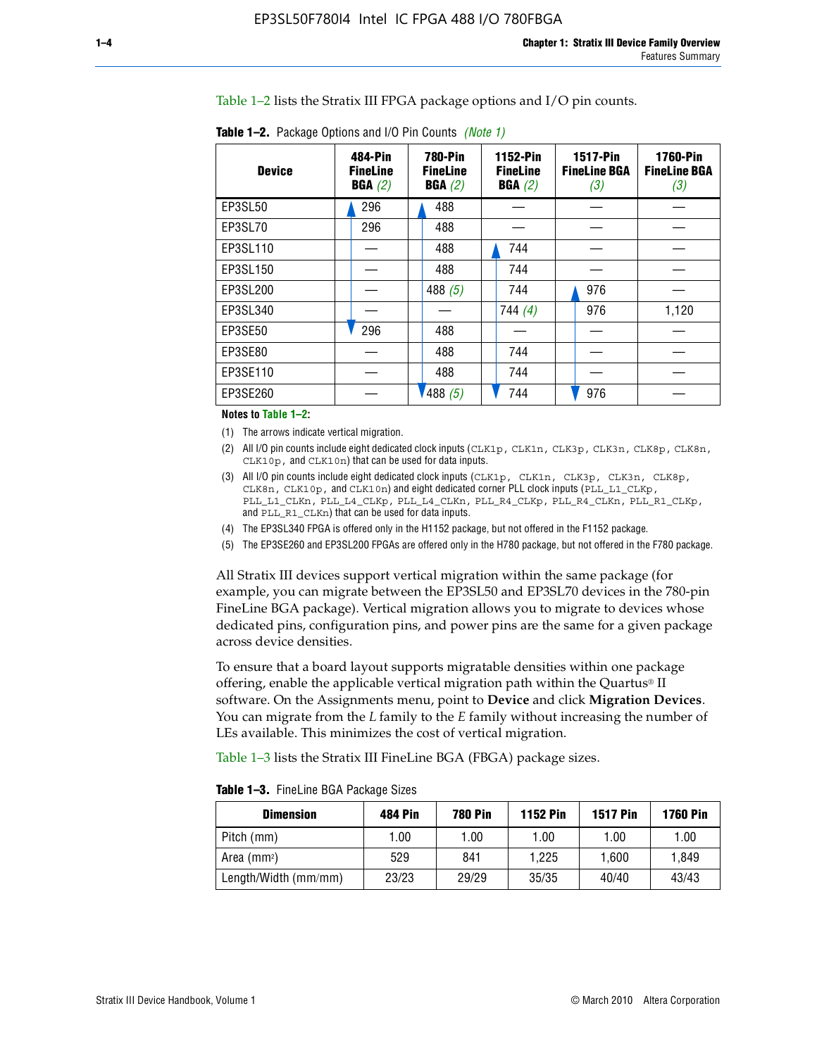Table 1–2 lists the Stratix III FPGA package options and I/O pin counts.

**Table 1–2.** Package Options and I/O Pin Counts *(Note 1)*

| Device | 484-Pin FineLine BGA *(2)* | 780-Pin FineLine BGA *(2)* | 1152-Pin FineLine BGA *(2)* | 1517-Pin FineLine BGA *(3)* | 1760-Pin FineLine BGA *(3)* |
|---|---|---|---|---|---|
| EP3SL50 | 296 | 488 | — | — | — |
| EP3SL70 | 296 | 488 | — | — | — |
| EP3SL110 | — | 488 | 744 | — | — |
| EP3SL150 | — | 488 | 744 | — | — |
| EP3SL200 | — | 488 *(5)* | 744 | 976 | — |
| EP3SL340 | — | — | 744 *(4)* | 976 | 1,120 |
| EP3SE50 | 296 | 488 | — | — | — |
| EP3SE80 | — | 488 | 744 | — | — |
| EP3SE110 | — | 488 | 744 | — | — |
| EP3SE260 | — | 488 *(5)* | 744 | 976 | — |

**Notes to Table 1–2:**

(1) The arrows indicate vertical migration.

(2) All I/O pin counts include eight dedicated clock inputs (CLK1p, CLK1n, CLK3p, CLK3n, CLK8p, CLK8n, CLK10p, and CLK10n) that can be used for data inputs.

(3) All I/O pin counts include eight dedicated clock inputs (CLK1p, CLK1n, CLK3p, CLK3n, CLK8p, CLK8n, CLK10p, and CLK10n) and eight dedicated corner PLL clock inputs (PLL_L1_CLKp, PLL_L1_CLKn, PLL_L4_CLKp, PLL_L4_CLKn, PLL_R4_CLKp, PLL_R4_CLKn, PLL_R1_CLKp, and PLL_R1_CLKn) that can be used for data inputs.

(4) The EP3SL340 FPGA is offered only in the H1152 package, but not offered in the F1152 package.

(5) The EP3SE260 and EP3SL200 FPGAs are offered only in the H780 package, but not offered in the F780 package.

All Stratix III devices support vertical migration within the same package (for example, you can migrate between the EP3SL50 and EP3SL70 devices in the 780-pin FineLine BGA package). Vertical migration allows you to migrate to devices whose dedicated pins, configuration pins, and power pins are the same for a given package across device densities.

To ensure that a board layout supports migratable densities within one package offering, enable the applicable vertical migration path within the Quartus® II software. On the Assignments menu, point to **Device** and click **Migration Devices**. You can migrate from the *L* family to the *E* family without increasing the number of LEs available. This minimizes the cost of vertical migration.

Table 1–3 lists the Stratix III FineLine BGA (FBGA) package sizes.

**Table 1–3.** FineLine BGA Package Sizes

| Dimension | 484 Pin | 780 Pin | 1152 Pin | 1517 Pin | 1760 Pin |
|---|---|---|---|---|---|
| Pitch (mm) | 1.00 | 1.00 | 1.00 | 1.00 | 1.00 |
| Area ($mm^2$) | 529 | 841 | 1,225 | 1,600 | 1,849 |
| Length/Width (mm/mm) | 23/23 | 29/29 | 35/35 | 40/40 | 43/43 |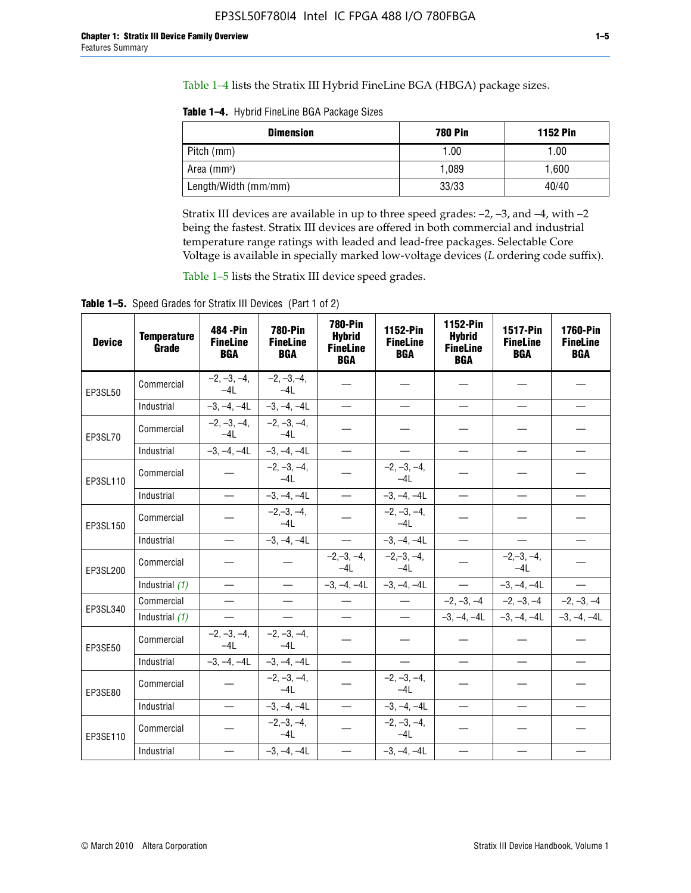Table 1–4 lists the Stratix III Hybrid FineLine BGA (HBGA) package sizes.

**Table 1–4.** Hybrid FineLine BGA Package Sizes

| Dimension | 780 Pin | 1152 Pin |
|---|---|---|
| Pitch (mm) | 1.00 | 1.00 |
| Area (mm²) | 1,089 | 1,600 |
| Length/Width (mm/mm) | 33/33 | 40/40 |

Stratix III devices are available in up to three speed grades: –2, –3, and –4, with –2 being the fastest. Stratix III devices are offered in both commercial and industrial temperature range ratings with leaded and lead-free packages. Selectable Core Voltage is available in specially marked low-voltage devices (*L* ordering code suffix).

Table 1–5 lists the Stratix III device speed grades.

**Table 1–5.** Speed Grades for Stratix III Devices (Part 1 of 2)

| Device | Temperature Grade | 484 -Pin FineLine BGA | 780-Pin FineLine BGA | 780-Pin Hybrid FineLine BGA | 1152-Pin FineLine BGA | 1152-Pin Hybrid FineLine BGA | 1517-Pin FineLine BGA | 1760-Pin FineLine BGA |
|---|---|---|---|---|---|---|---|---|
| EP3SL50 | Commercial | –2, –3, –4, –4L | –2, –3,–4, –4L | — | — | — | — | — |
| | Industrial | –3, –4, –4L | –3, –4, –4L | — | — | — | — | — |
| EP3SL70 | Commercial | –2, –3, –4, –4L | –2, –3, –4, –4L | — | — | — | — | — |
| | Industrial | –3, –4, –4L | –3, –4, –4L | — | — | — | — | — |
| EP3SL110 | Commercial | — | –2, –3, –4, –4L | — | –2, –3, –4, –4L | — | — | — |
| | Industrial | — | –3, –4, –4L | — | –3, –4, –4L | — | — | — |
| EP3SL150 | Commercial | — | –2,–3, –4, –4L | — | –2, –3, –4, –4L | — | — | — |
| | Industrial | — | –3, –4, –4L | — | –3, –4, –4L | — | — | — |
| EP3SL200 | Commercial | — | — | –2,–3, –4, –4L | –2,–3, –4, –4L | — | –2,–3, –4, –4L | — |
| | Industrial *(1)* | — | — | –3, –4, –4L | –3, –4, –4L | — | –3, –4, –4L | — |
| EP3SL340 | Commercial | — | — | — | — | –2, –3, –4 | –2, –3, –4 | –2, –3, –4 |
| | Industrial *(1)* | — | — | — | — | –3, –4, –4L | –3, –4, –4L | –3, –4, –4L |
| EP3SE50 | Commercial | –2, –3, –4, –4L | –2, –3, –4, –4L | — | — | — | — | — |
| | Industrial | –3, –4, –4L | –3, –4, –4L | — | — | — | — | — |
| EP3SE80 | Commercial | — | –2, –3, –4, –4L | — | –2, –3, –4, –4L | — | — | — |
| | Industrial | — | –3, –4, –4L | — | –3, –4, –4L | — | — | — |
| EP3SE110 | Commercial | — | –2,–3, –4, –4L | — | –2, –3, –4, –4L | — | — | — |
| | Industrial | — | –3, –4, –4L | — | –3, –4, –4L | — | — | — |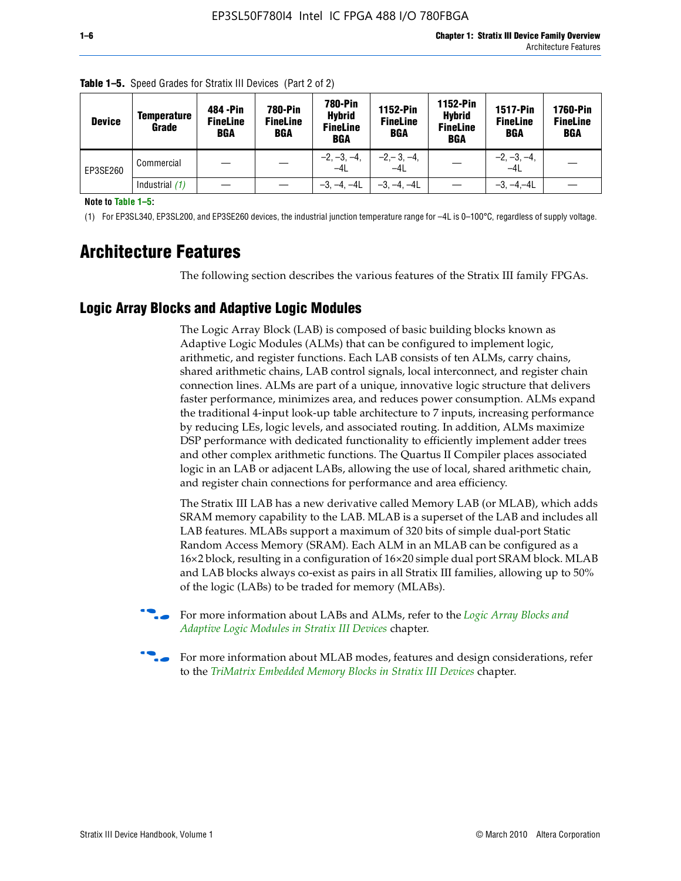**Table 1–5.** Speed Grades for Stratix III Devices (Part 2 of 2)

| Device | Temperature Grade | 484 -Pin FineLine BGA | 780-Pin FineLine BGA | 780-Pin Hybrid FineLine BGA | 1152-Pin FineLine BGA | 1152-Pin Hybrid FineLine BGA | 1517-Pin FineLine BGA | 1760-Pin FineLine BGA |
|---|---|---|---|---|---|---|---|---|
| EP3SE260 | Commercial | — | — | –2, –3, –4, –4L | –2,– 3, –4, –4L | — | –2, –3, –4, –4L | — |
| | Industrial *(1)* | — | — | –3, –4, –4L | –3, –4, –4L | — | –3, –4,–4L | — |

**Note to Table 1–5:**

(1) For EP3SL340, EP3SL200, and EP3SE260 devices, the industrial junction temperature range for –4L is 0–100°C, regardless of supply voltage.

# Architecture Features

The following section describes the various features of the Stratix III family FPGAs.

## Logic Array Blocks and Adaptive Logic Modules

The Logic Array Block (LAB) is composed of basic building blocks known as Adaptive Logic Modules (ALMs) that can be configured to implement logic, arithmetic, and register functions. Each LAB consists of ten ALMs, carry chains, shared arithmetic chains, LAB control signals, local interconnect, and register chain connection lines. ALMs are part of a unique, innovative logic structure that delivers faster performance, minimizes area, and reduces power consumption. ALMs expand the traditional 4-input look-up table architecture to 7 inputs, increasing performance by reducing LEs, logic levels, and associated routing. In addition, ALMs maximize DSP performance with dedicated functionality to efficiently implement adder trees and other complex arithmetic functions. The Quartus II Compiler places associated logic in an LAB or adjacent LABs, allowing the use of local, shared arithmetic chain, and register chain connections for performance and area efficiency.

The Stratix III LAB has a new derivative called Memory LAB (or MLAB), which adds SRAM memory capability to the LAB. MLAB is a superset of the LAB and includes all LAB features. MLABs support a maximum of 320 bits of simple dual-port Static Random Access Memory (SRAM). Each ALM in an MLAB can be configured as a 16×2 block, resulting in a configuration of 16×20 simple dual port SRAM block. MLAB and LAB blocks always co-exist as pairs in all Stratix III families, allowing up to 50% of the logic (LABs) to be traded for memory (MLABs).

For more information about LABs and ALMs, refer to the *Logic Array Blocks and Adaptive Logic Modules in Stratix III Devices* chapter.

For more information about MLAB modes, features and design considerations, refer to the *TriMatrix Embedded Memory Blocks in Stratix III Devices* chapter.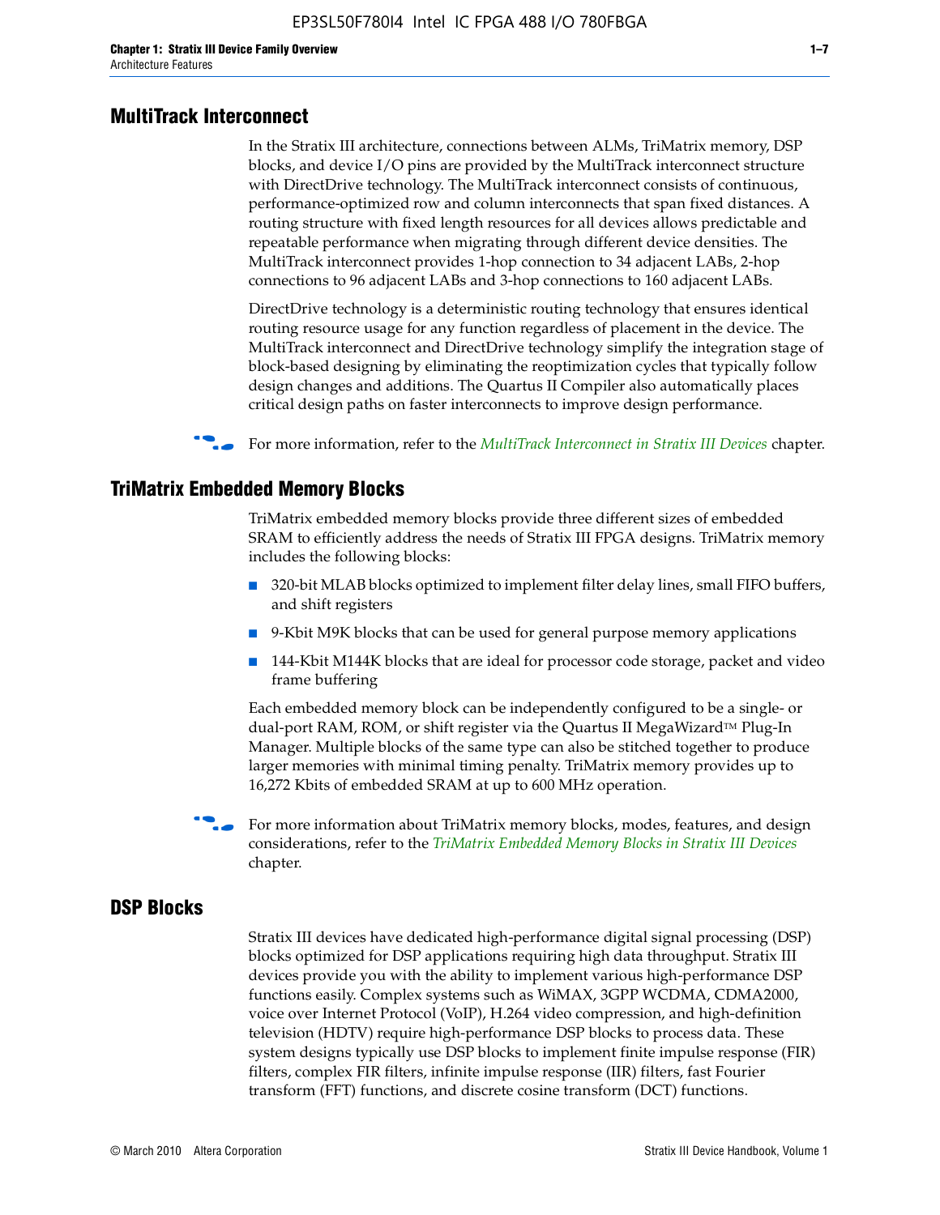## MultiTrack Interconnect

In the Stratix III architecture, connections between ALMs, TriMatrix memory, DSP blocks, and device I/O pins are provided by the MultiTrack interconnect structure with DirectDrive technology. The MultiTrack interconnect consists of continuous, performance-optimized row and column interconnects that span fixed distances. A routing structure with fixed length resources for all devices allows predictable and repeatable performance when migrating through different device densities. The MultiTrack interconnect provides 1-hop connection to 34 adjacent LABs, 2-hop connections to 96 adjacent LABs and 3-hop connections to 160 adjacent LABs.

DirectDrive technology is a deterministic routing technology that ensures identical routing resource usage for any function regardless of placement in the device. The MultiTrack interconnect and DirectDrive technology simplify the integration stage of block-based designing by eliminating the reoptimization cycles that typically follow design changes and additions. The Quartus II Compiler also automatically places critical design paths on faster interconnects to improve design performance.

For more information, refer to the *MultiTrack Interconnect in Stratix III Devices* chapter.

## TriMatrix Embedded Memory Blocks

TriMatrix embedded memory blocks provide three different sizes of embedded SRAM to efficiently address the needs of Stratix III FPGA designs. TriMatrix memory includes the following blocks:

- 320-bit MLAB blocks optimized to implement filter delay lines, small FIFO buffers, and shift registers
- 9-Kbit M9K blocks that can be used for general purpose memory applications
- 144-Kbit M144K blocks that are ideal for processor code storage, packet and video frame buffering

Each embedded memory block can be independently configured to be a single- or dual-port RAM, ROM, or shift register via the Quartus II MegaWizard™ Plug-In Manager. Multiple blocks of the same type can also be stitched together to produce larger memories with minimal timing penalty. TriMatrix memory provides up to 16,272 Kbits of embedded SRAM at up to 600 MHz operation.

For more information about TriMatrix memory blocks, modes, features, and design considerations, refer to the *TriMatrix Embedded Memory Blocks in Stratix III Devices* chapter.

## DSP Blocks

Stratix III devices have dedicated high-performance digital signal processing (DSP) blocks optimized for DSP applications requiring high data throughput. Stratix III devices provide you with the ability to implement various high-performance DSP functions easily. Complex systems such as WiMAX, 3GPP WCDMA, CDMA2000, voice over Internet Protocol (VoIP), H.264 video compression, and high-definition television (HDTV) require high-performance DSP blocks to process data. These system designs typically use DSP blocks to implement finite impulse response (FIR) filters, complex FIR filters, infinite impulse response (IIR) filters, fast Fourier transform (FFT) functions, and discrete cosine transform (DCT) functions.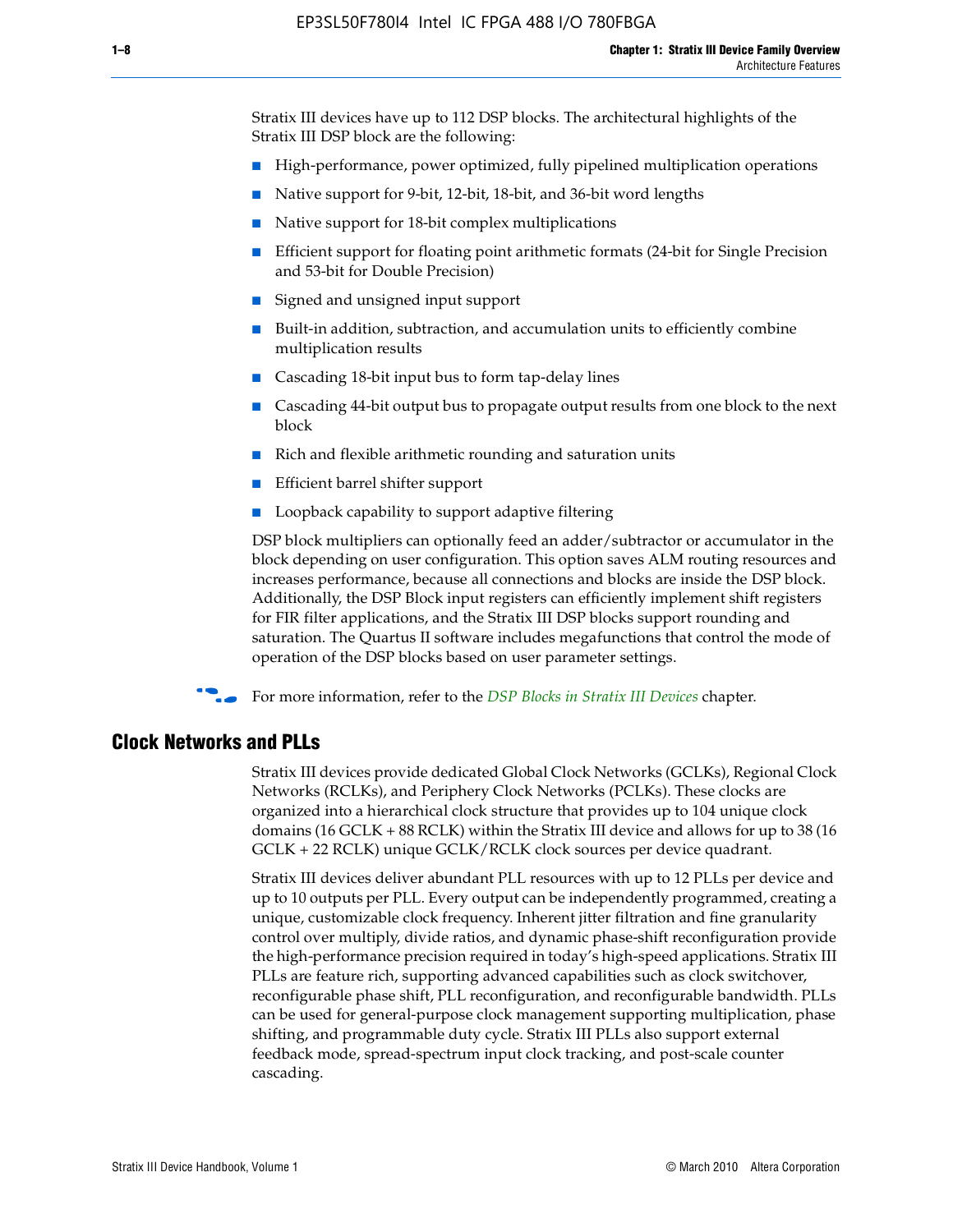Stratix III devices have up to 112 DSP blocks. The architectural highlights of the Stratix III DSP block are the following:

- High-performance, power optimized, fully pipelined multiplication operations
- Native support for 9-bit, 12-bit, 18-bit, and 36-bit word lengths
- Native support for 18-bit complex multiplications
- Efficient support for floating point arithmetic formats (24-bit for Single Precision and 53-bit for Double Precision)
- Signed and unsigned input support
- Built-in addition, subtraction, and accumulation units to efficiently combine multiplication results
- Cascading 18-bit input bus to form tap-delay lines
- Cascading 44-bit output bus to propagate output results from one block to the next block
- Rich and flexible arithmetic rounding and saturation units
- Efficient barrel shifter support
- Loopback capability to support adaptive filtering

DSP block multipliers can optionally feed an adder/subtractor or accumulator in the block depending on user configuration. This option saves ALM routing resources and increases performance, because all connections and blocks are inside the DSP block. Additionally, the DSP Block input registers can efficiently implement shift registers for FIR filter applications, and the Stratix III DSP blocks support rounding and saturation. The Quartus II software includes megafunctions that control the mode of operation of the DSP blocks based on user parameter settings.

For more information, refer to the *DSP Blocks in Stratix III Devices* chapter.

## Clock Networks and PLLs

Stratix III devices provide dedicated Global Clock Networks (GCLKs), Regional Clock Networks (RCLKs), and Periphery Clock Networks (PCLKs). These clocks are organized into a hierarchical clock structure that provides up to 104 unique clock domains (16 GCLK + 88 RCLK) within the Stratix III device and allows for up to 38 (16 GCLK + 22 RCLK) unique GCLK/RCLK clock sources per device quadrant.

Stratix III devices deliver abundant PLL resources with up to 12 PLLs per device and up to 10 outputs per PLL. Every output can be independently programmed, creating a unique, customizable clock frequency. Inherent jitter filtration and fine granularity control over multiply, divide ratios, and dynamic phase-shift reconfiguration provide the high-performance precision required in today's high-speed applications. Stratix III PLLs are feature rich, supporting advanced capabilities such as clock switchover, reconfigurable phase shift, PLL reconfiguration, and reconfigurable bandwidth. PLLs can be used for general-purpose clock management supporting multiplication, phase shifting, and programmable duty cycle. Stratix III PLLs also support external feedback mode, spread-spectrum input clock tracking, and post-scale counter cascading.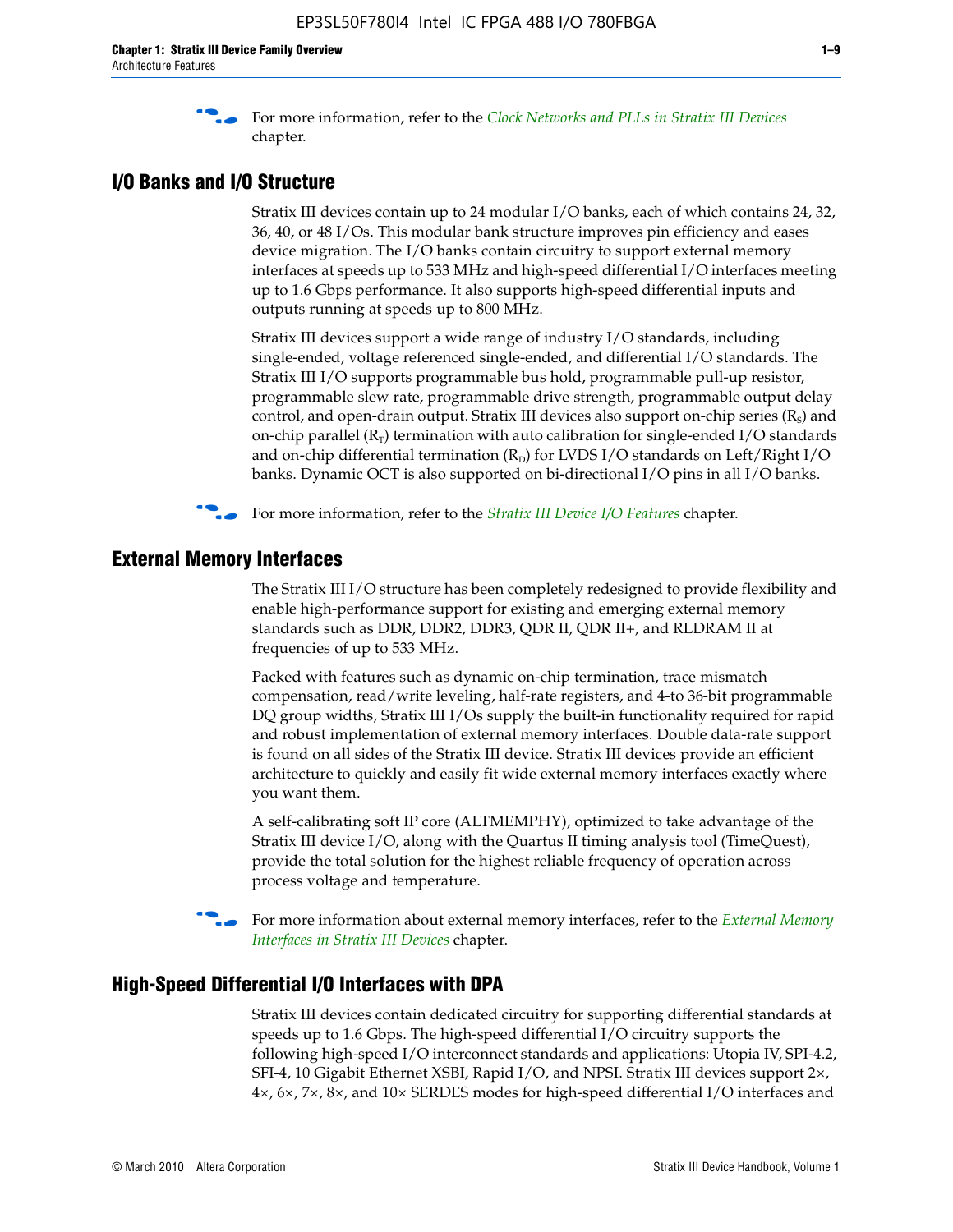For more information, refer to the *Clock Networks and PLLs in Stratix III Devices* chapter.

## I/O Banks and I/O Structure

Stratix III devices contain up to 24 modular I/O banks, each of which contains 24, 32, 36, 40, or 48 I/Os. This modular bank structure improves pin efficiency and eases device migration. The I/O banks contain circuitry to support external memory interfaces at speeds up to 533 MHz and high-speed differential I/O interfaces meeting up to 1.6 Gbps performance. It also supports high-speed differential inputs and outputs running at speeds up to 800 MHz.

Stratix III devices support a wide range of industry I/O standards, including single-ended, voltage referenced single-ended, and differential I/O standards. The Stratix III I/O supports programmable bus hold, programmable pull-up resistor, programmable slew rate, programmable drive strength, programmable output delay control, and open-drain output. Stratix III devices also support on-chip series ($R_S$) and on-chip parallel ($R_T$) termination with auto calibration for single-ended I/O standards and on-chip differential termination ($R_D$) for LVDS I/O standards on Left/Right I/O banks. Dynamic OCT is also supported on bi-directional I/O pins in all I/O banks.

For more information, refer to the *Stratix III Device I/O Features* chapter.

## External Memory Interfaces

The Stratix III I/O structure has been completely redesigned to provide flexibility and enable high-performance support for existing and emerging external memory standards such as DDR, DDR2, DDR3, QDR II, QDR II+, and RLDRAM II at frequencies of up to 533 MHz.

Packed with features such as dynamic on-chip termination, trace mismatch compensation, read/write leveling, half-rate registers, and 4-to 36-bit programmable DQ group widths, Stratix III I/Os supply the built-in functionality required for rapid and robust implementation of external memory interfaces. Double data-rate support is found on all sides of the Stratix III device. Stratix III devices provide an efficient architecture to quickly and easily fit wide external memory interfaces exactly where you want them.

A self-calibrating soft IP core (ALTMEMPHY), optimized to take advantage of the Stratix III device I/O, along with the Quartus II timing analysis tool (TimeQuest), provide the total solution for the highest reliable frequency of operation across process voltage and temperature.

For more information about external memory interfaces, refer to the *External Memory Interfaces in Stratix III Devices* chapter.

## High-Speed Differential I/O Interfaces with DPA

Stratix III devices contain dedicated circuitry for supporting differential standards at speeds up to 1.6 Gbps. The high-speed differential I/O circuitry supports the following high-speed I/O interconnect standards and applications: Utopia IV, SPI-4.2, SFI-4, 10 Gigabit Ethernet XSBI, Rapid I/O, and NPSI. Stratix III devices support 2×, 4×, 6×, 7×, 8×, and 10× SERDES modes for high-speed differential I/O interfaces and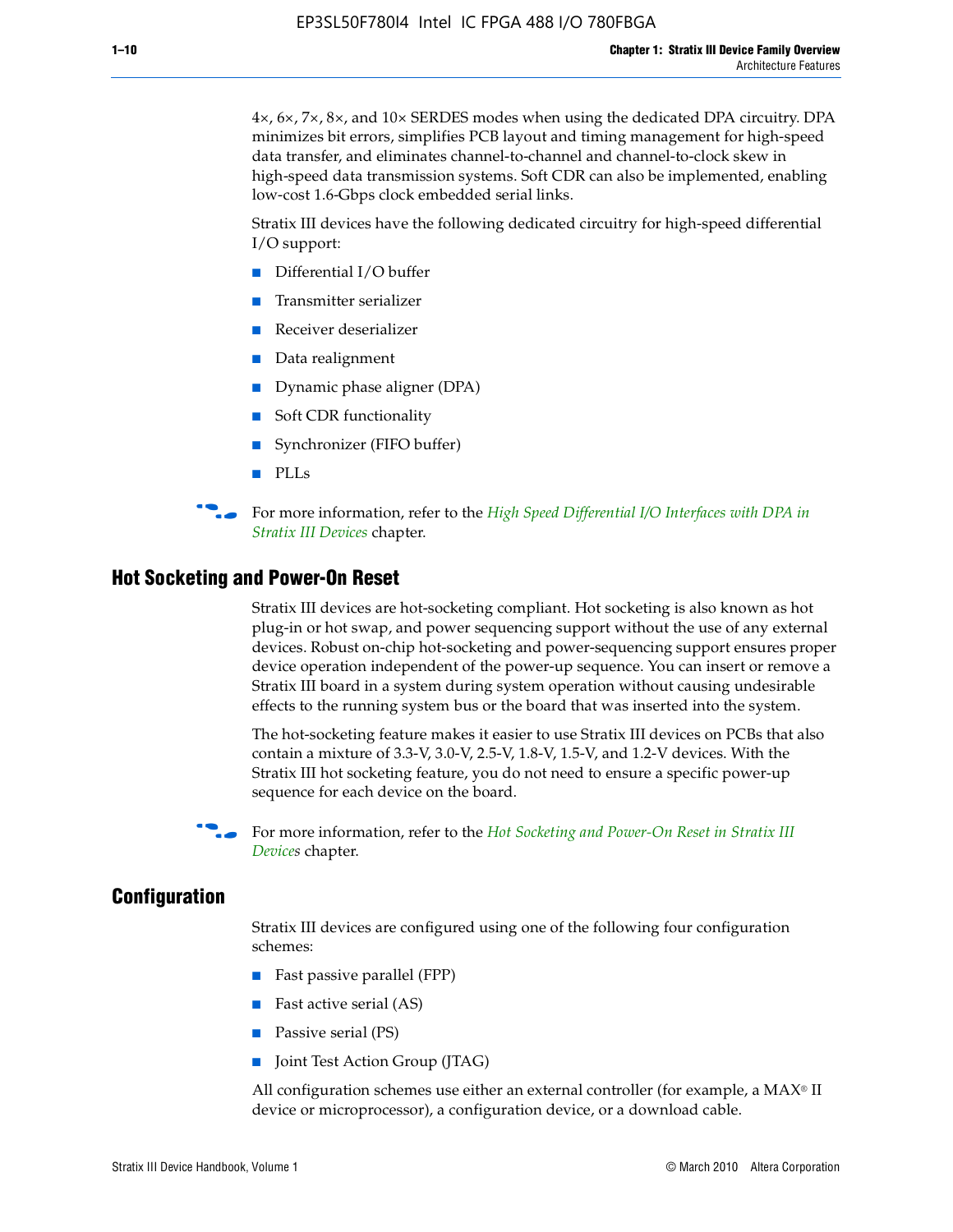4×, 6×, 7×, 8×, and 10× SERDES modes when using the dedicated DPA circuitry. DPA minimizes bit errors, simplifies PCB layout and timing management for high-speed data transfer, and eliminates channel-to-channel and channel-to-clock skew in high-speed data transmission systems. Soft CDR can also be implemented, enabling low-cost 1.6-Gbps clock embedded serial links.

Stratix III devices have the following dedicated circuitry for high-speed differential I/O support:

- Differential I/O buffer
- Transmitter serializer
- Receiver deserializer
- Data realignment
- Dynamic phase aligner (DPA)
- Soft CDR functionality
- Synchronizer (FIFO buffer)
- PLLs

For more information, refer to the *High Speed Differential I/O Interfaces with DPA in Stratix III Devices* chapter.

## Hot Socketing and Power-On Reset

Stratix III devices are hot-socketing compliant. Hot socketing is also known as hot plug-in or hot swap, and power sequencing support without the use of any external devices. Robust on-chip hot-socketing and power-sequencing support ensures proper device operation independent of the power-up sequence. You can insert or remove a Stratix III board in a system during system operation without causing undesirable effects to the running system bus or the board that was inserted into the system.

The hot-socketing feature makes it easier to use Stratix III devices on PCBs that also contain a mixture of 3.3-V, 3.0-V, 2.5-V, 1.8-V, 1.5-V, and 1.2-V devices. With the Stratix III hot socketing feature, you do not need to ensure a specific power-up sequence for each device on the board.

For more information, refer to the *Hot Socketing and Power-On Reset in Stratix III Devices* chapter.

## Configuration

Stratix III devices are configured using one of the following four configuration schemes:

- Fast passive parallel (FPP)
- Fast active serial (AS)
- Passive serial (PS)
- Joint Test Action Group (JTAG)

All configuration schemes use either an external controller (for example, a MAX® II device or microprocessor), a configuration device, or a download cable.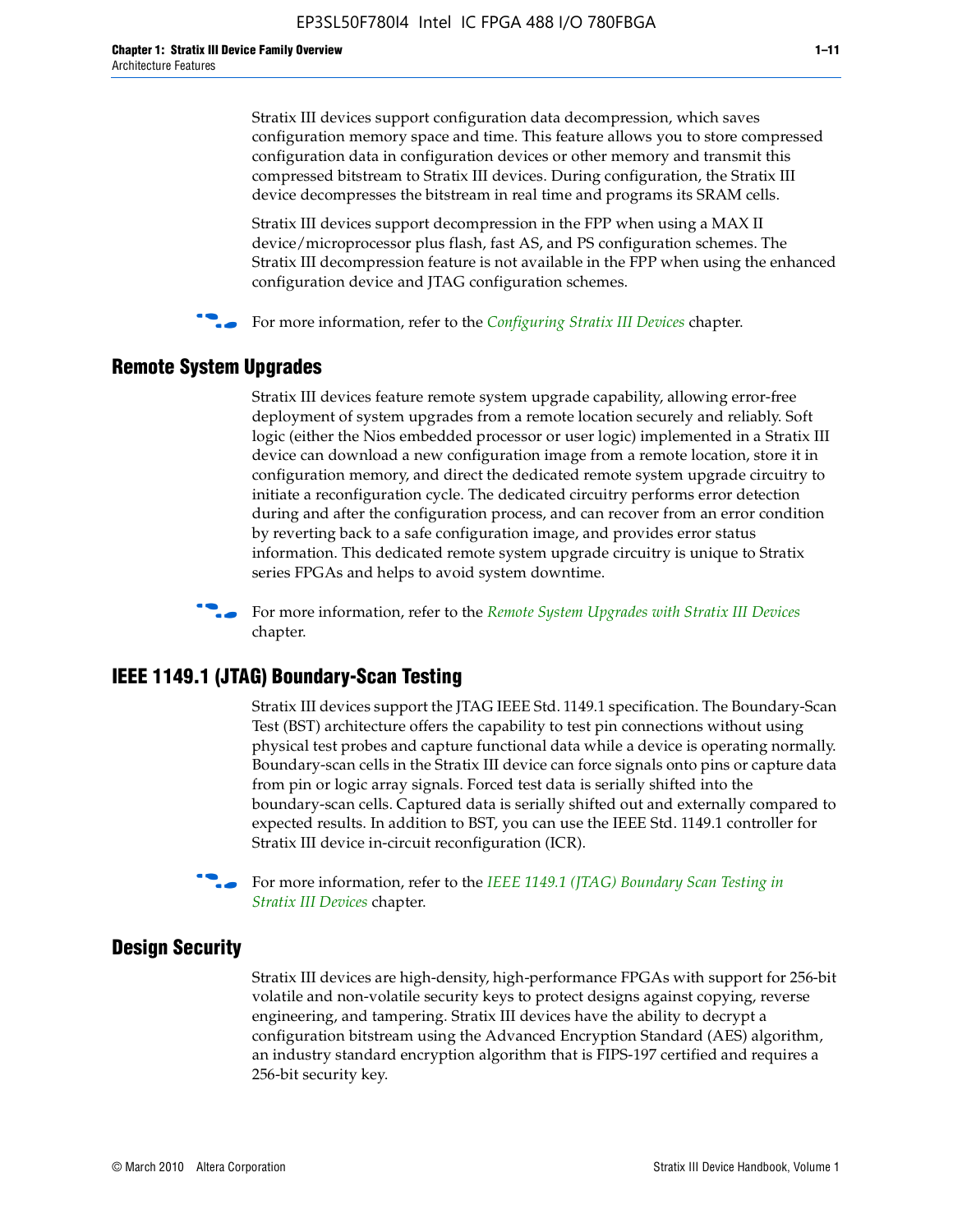Stratix III devices support configuration data decompression, which saves configuration memory space and time. This feature allows you to store compressed configuration data in configuration devices or other memory and transmit this compressed bitstream to Stratix III devices. During configuration, the Stratix III device decompresses the bitstream in real time and programs its SRAM cells.

Stratix III devices support decompression in the FPP when using a MAX II device/microprocessor plus flash, fast AS, and PS configuration schemes. The Stratix III decompression feature is not available in the FPP when using the enhanced configuration device and JTAG configuration schemes.

For more information, refer to the *Configuring Stratix III Devices* chapter.

## Remote System Upgrades

Stratix III devices feature remote system upgrade capability, allowing error-free deployment of system upgrades from a remote location securely and reliably. Soft logic (either the Nios embedded processor or user logic) implemented in a Stratix III device can download a new configuration image from a remote location, store it in configuration memory, and direct the dedicated remote system upgrade circuitry to initiate a reconfiguration cycle. The dedicated circuitry performs error detection during and after the configuration process, and can recover from an error condition by reverting back to a safe configuration image, and provides error status information. This dedicated remote system upgrade circuitry is unique to Stratix series FPGAs and helps to avoid system downtime.

For more information, refer to the *Remote System Upgrades with Stratix III Devices* chapter.

## IEEE 1149.1 (JTAG) Boundary-Scan Testing

Stratix III devices support the JTAG IEEE Std. 1149.1 specification. The Boundary-Scan Test (BST) architecture offers the capability to test pin connections without using physical test probes and capture functional data while a device is operating normally. Boundary-scan cells in the Stratix III device can force signals onto pins or capture data from pin or logic array signals. Forced test data is serially shifted into the boundary-scan cells. Captured data is serially shifted out and externally compared to expected results. In addition to BST, you can use the IEEE Std. 1149.1 controller for Stratix III device in-circuit reconfiguration (ICR).

For more information, refer to the *IEEE 1149.1 (JTAG) Boundary Scan Testing in Stratix III Devices* chapter.

## Design Security

Stratix III devices are high-density, high-performance FPGAs with support for 256-bit volatile and non-volatile security keys to protect designs against copying, reverse engineering, and tampering. Stratix III devices have the ability to decrypt a configuration bitstream using the Advanced Encryption Standard (AES) algorithm, an industry standard encryption algorithm that is FIPS-197 certified and requires a 256-bit security key.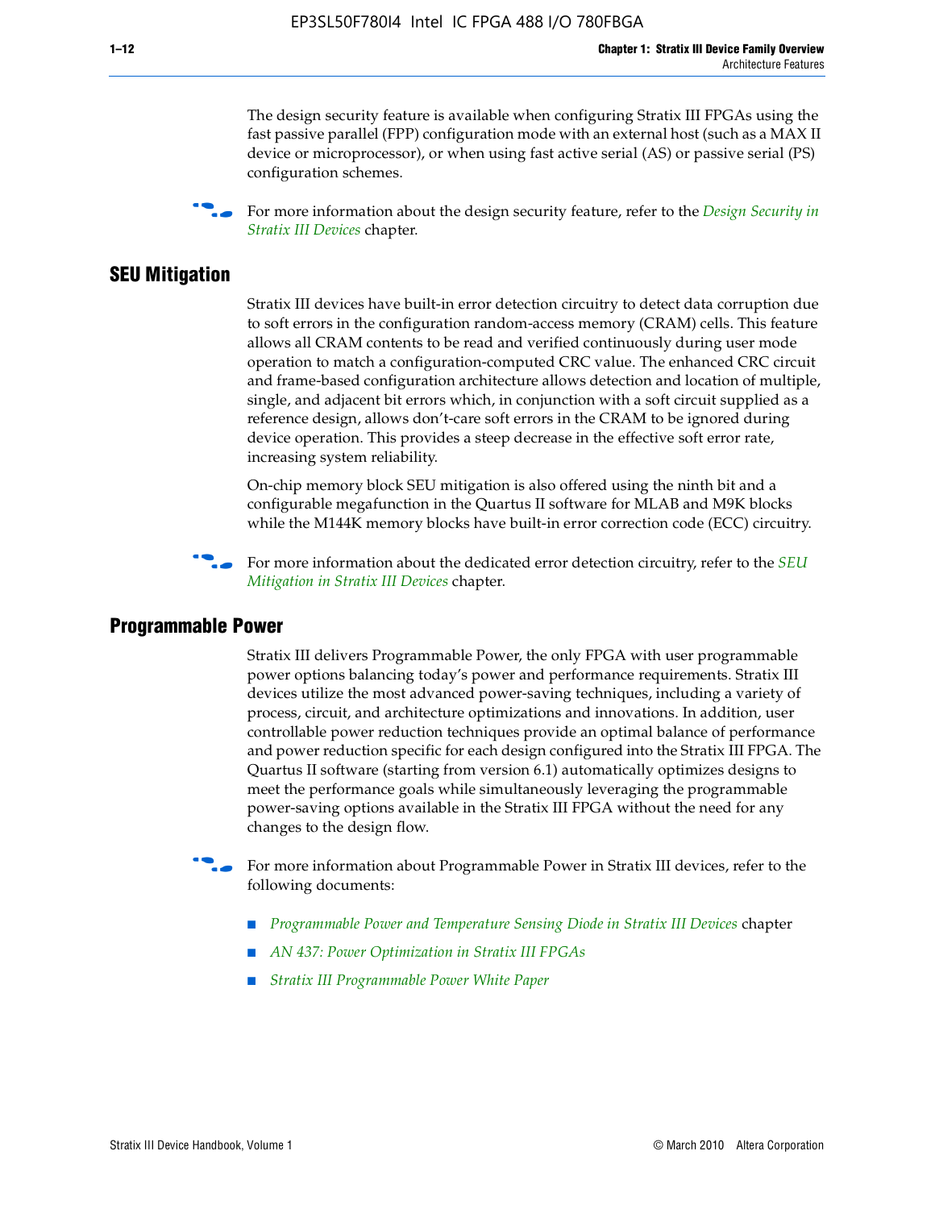The design security feature is available when configuring Stratix III FPGAs using the fast passive parallel (FPP) configuration mode with an external host (such as a MAX II device or microprocessor), or when using fast active serial (AS) or passive serial (PS) configuration schemes.

For more information about the design security feature, refer to the *Design Security in Stratix III Devices* chapter.

## SEU Mitigation

Stratix III devices have built-in error detection circuitry to detect data corruption due to soft errors in the configuration random-access memory (CRAM) cells. This feature allows all CRAM contents to be read and verified continuously during user mode operation to match a configuration-computed CRC value. The enhanced CRC circuit and frame-based configuration architecture allows detection and location of multiple, single, and adjacent bit errors which, in conjunction with a soft circuit supplied as a reference design, allows don't-care soft errors in the CRAM to be ignored during device operation. This provides a steep decrease in the effective soft error rate, increasing system reliability.

On-chip memory block SEU mitigation is also offered using the ninth bit and a configurable megafunction in the Quartus II software for MLAB and M9K blocks while the M144K memory blocks have built-in error correction code (ECC) circuitry.

For more information about the dedicated error detection circuitry, refer to the *SEU Mitigation in Stratix III Devices* chapter.

## Programmable Power

Stratix III delivers Programmable Power, the only FPGA with user programmable power options balancing today's power and performance requirements. Stratix III devices utilize the most advanced power-saving techniques, including a variety of process, circuit, and architecture optimizations and innovations. In addition, user controllable power reduction techniques provide an optimal balance of performance and power reduction specific for each design configured into the Stratix III FPGA. The Quartus II software (starting from version 6.1) automatically optimizes designs to meet the performance goals while simultaneously leveraging the programmable power-saving options available in the Stratix III FPGA without the need for any changes to the design flow.

For more information about Programmable Power in Stratix III devices, refer to the following documents:

- *Programmable Power and Temperature Sensing Diode in Stratix III Devices* chapter
- *AN 437: Power Optimization in Stratix III FPGAs*
- *Stratix III Programmable Power White Paper*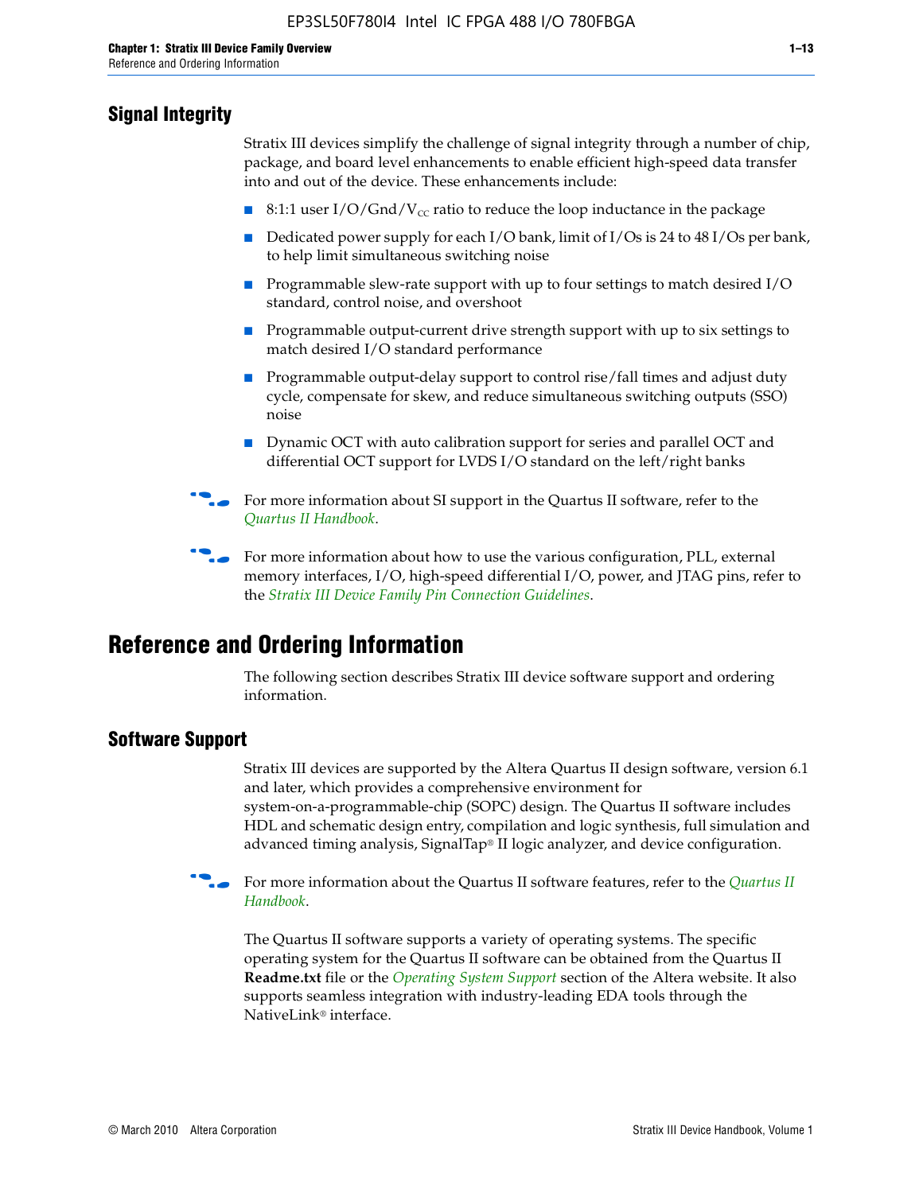## Signal Integrity

Stratix III devices simplify the challenge of signal integrity through a number of chip, package, and board level enhancements to enable efficient high-speed data transfer into and out of the device. These enhancements include:

- 8:1:1 user I/O/Gnd/$V_{CC}$ ratio to reduce the loop inductance in the package
- Dedicated power supply for each I/O bank, limit of I/Os is 24 to 48 I/Os per bank, to help limit simultaneous switching noise
- Programmable slew-rate support with up to four settings to match desired I/O standard, control noise, and overshoot
- Programmable output-current drive strength support with up to six settings to match desired I/O standard performance
- Programmable output-delay support to control rise/fall times and adjust duty cycle, compensate for skew, and reduce simultaneous switching outputs (SSO) noise
- Dynamic OCT with auto calibration support for series and parallel OCT and differential OCT support for LVDS I/O standard on the left/right banks

For more information about SI support in the Quartus II software, refer to the *Quartus II Handbook*.

For more information about how to use the various configuration, PLL, external memory interfaces, I/O, high-speed differential I/O, power, and JTAG pins, refer to the *Stratix III Device Family Pin Connection Guidelines*.

# Reference and Ordering Information

The following section describes Stratix III device software support and ordering information.

## Software Support

Stratix III devices are supported by the Altera Quartus II design software, version 6.1 and later, which provides a comprehensive environment for system-on-a-programmable-chip (SOPC) design. The Quartus II software includes HDL and schematic design entry, compilation and logic synthesis, full simulation and advanced timing analysis, SignalTap® II logic analyzer, and device configuration.

For more information about the Quartus II software features, refer to the *Quartus II Handbook*.

The Quartus II software supports a variety of operating systems. The specific operating system for the Quartus II software can be obtained from the Quartus II **Readme.txt** file or the *Operating System Support* section of the Altera website. It also supports seamless integration with industry-leading EDA tools through the NativeLink® interface.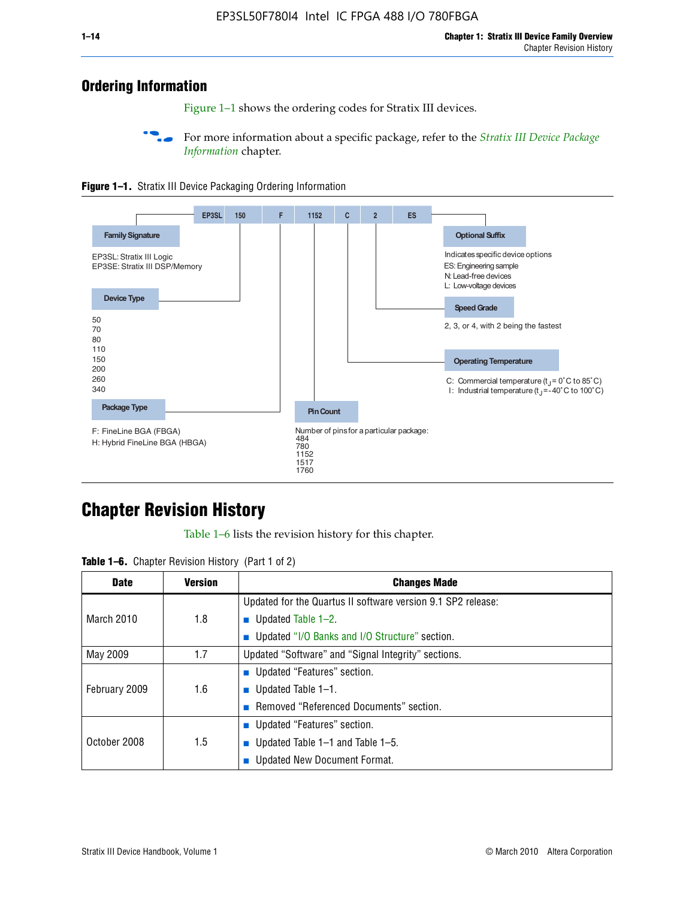## Ordering Information

Figure 1–1 shows the ordering codes for Stratix III devices.

For more information about a specific package, refer to the *Stratix III Device Package Information* chapter.

**Figure 1–1.** Stratix III Device Packaging Ordering Information

| EP3SL | 150 | F | 1152 | C | 2 | ES |
|---|---|---|---|---|---|---|

**Family Signature**

EP3SL: Stratix III Logic
EP3SE: Stratix III DSP/Memory

**Device Type**

50
70
80
110
150
200
260
340

**Package Type**

F: FineLine BGA (FBGA)
H: Hybrid FineLine BGA (HBGA)

**Pin Count**

Number of pins for a particular package:
484
780
1152
1517
1760

**Operating Temperature**

C: Commercial temperature ($t_J$ = 0°C to 85°C)
I: Industrial temperature ($t_J$ = -40°C to 100°C)

**Speed Grade**

2, 3, or 4, with 2 being the fastest

**Optional Suffix**

Indicates specific device options
ES: Engineering sample
N: Lead-free devices
L: Low-voltage devices

## Chapter Revision History

Table 1–6 lists the revision history for this chapter.

**Table 1–6.** Chapter Revision History (Part 1 of 2)

| Date | Version | Changes Made |
|---|---|---|
| March 2010 | 1.8 | Updated for the Quartus II software version 9.1 SP2 release:<br>■ Updated Table 1–2.<br>■ Updated "I/O Banks and I/O Structure" section. |
| May 2009 | 1.7 | Updated "Software" and "Signal Integrity" sections. |
| February 2009 | 1.6 | ■ Updated "Features" section.<br>■ Updated Table 1–1.<br>■ Removed "Referenced Documents" section. |
| October 2008 | 1.5 | ■ Updated "Features" section.<br>■ Updated Table 1–1 and Table 1–5.<br>■ Updated New Document Format. |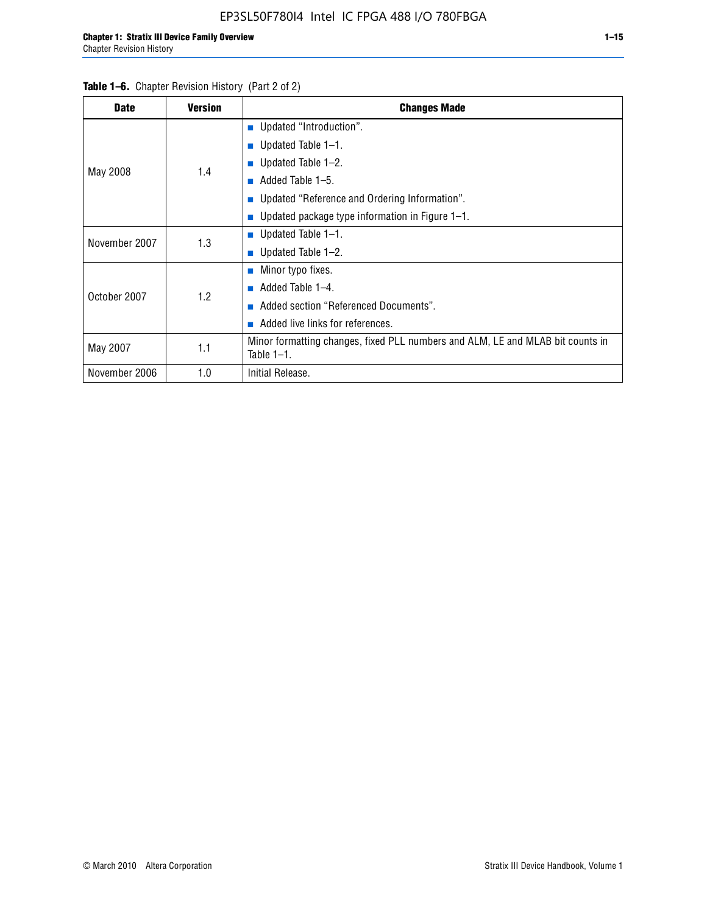**Table 1–6.** Chapter Revision History (Part 2 of 2)

| Date | Version | Changes Made |
|---|---|---|
| May 2008 | 1.4 | ■ Updated "Introduction".<br>■ Updated Table 1–1.<br>■ Updated Table 1–2.<br>■ Added Table 1–5.<br>■ Updated "Reference and Ordering Information".<br>■ Updated package type information in Figure 1–1. |
| November 2007 | 1.3 | ■ Updated Table 1–1.<br>■ Updated Table 1–2. |
| October 2007 | 1.2 | ■ Minor typo fixes.<br>■ Added Table 1–4.<br>■ Added section "Referenced Documents".<br>■ Added live links for references. |
| May 2007 | 1.1 | Minor formatting changes, fixed PLL numbers and ALM, LE and MLAB bit counts in Table 1–1. |
| November 2006 | 1.0 | Initial Release. |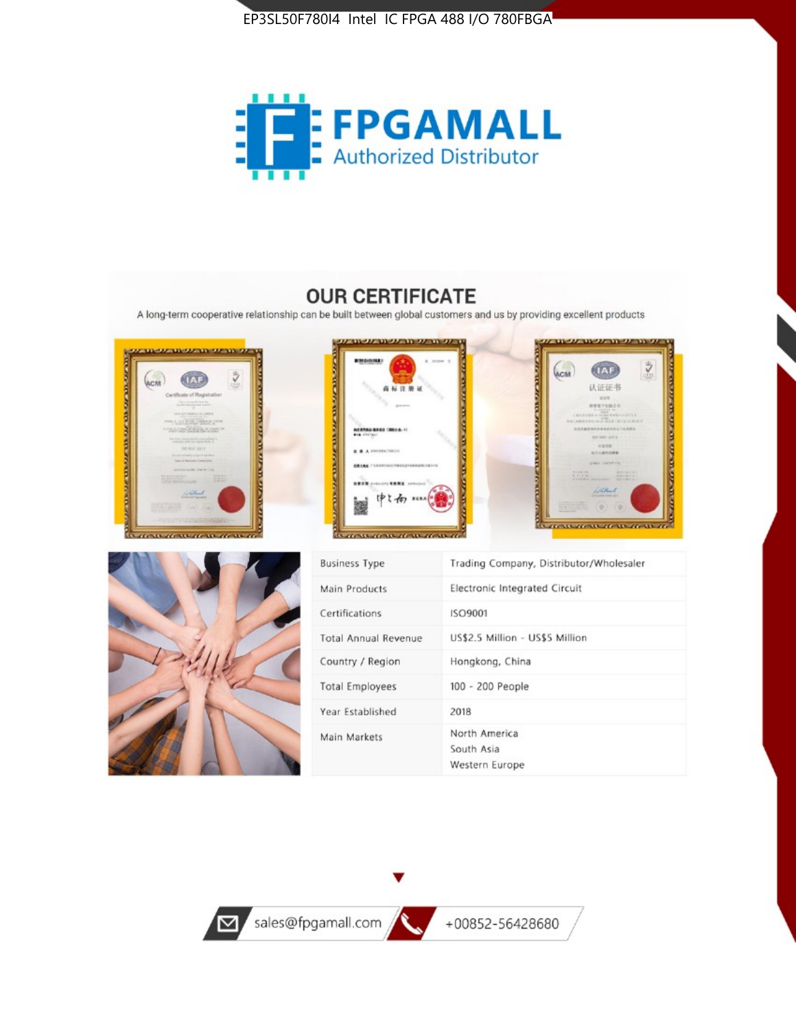FPGAMALL
Authorized Distributor

## OUR CERTIFICATE

A long-term cooperative relationship can be built between global customers and us by providing excellent products

| | |
|---|---|
| Business Type | Trading Company, Distributor/Wholesaler |
| Main Products | Electronic Integrated Circuit |
| Certifications | ISO9001 |
| Total Annual Revenue | US$2.5 Million - US$5 Million |
| Country / Region | Hongkong, China |
| Total Employees | 100 - 200 People |
| Year Established | 2018 |
| Main Markets | North America<br>South Asia<br>Western Europe |

sales@fpgamall.com

+00852-56428680